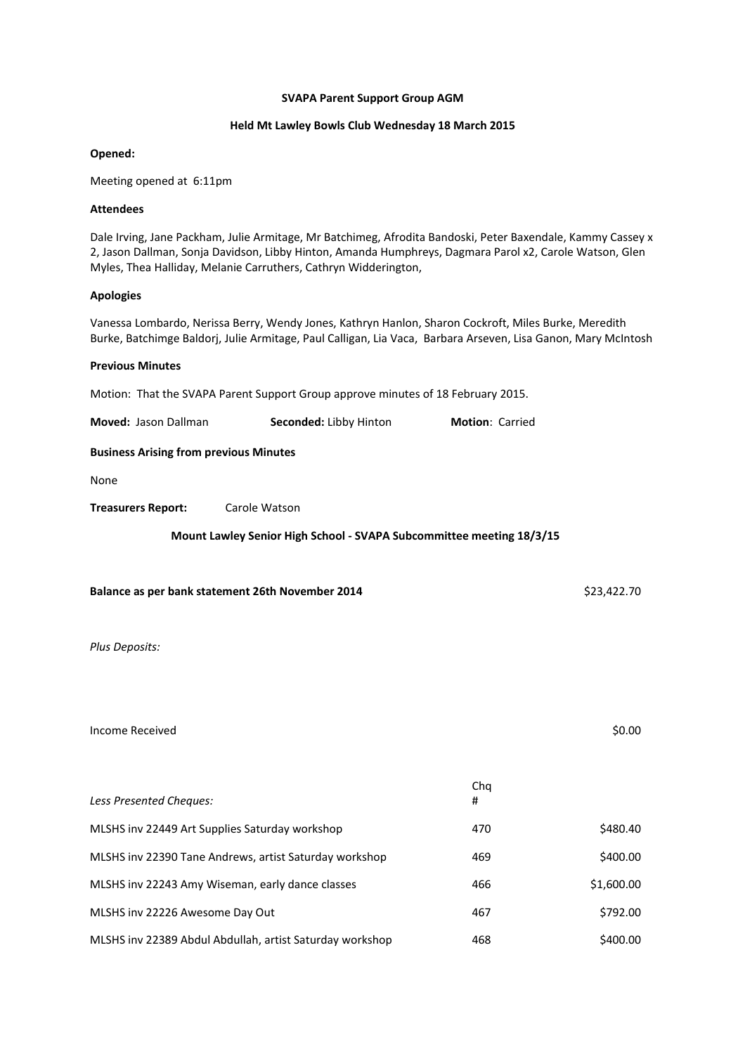**SVAPA Parent Support Group AGM**

**Held Mt Lawley Bowls Club Wednesday 18 March 2015**

**Opened:**

Meeting opened at 6:11pm

**Attendees**

Dale Irving, Jane Packham, Julie Armitage, Mr Batchimeg, Afrodita Bandoski, Peter Baxendale, Kammy Cassey x 2, Jason Dallman, Sonja Davidson, Libby Hinton, Amanda Humphreys, Dagmara Parol x2, Carole Watson, Glen Myles, Thea Halliday, Melanie Carruthers, Cathryn Widderington,

**Apologies**

Vanessa Lombardo, Nerissa Berry, Wendy Jones, Kathryn Hanlon, Sharon Cockroft, Miles Burke, Meredith Burke, Batchimge Baldorj, Julie Armitage, Paul Calligan, Lia Vaca, Barbara Arseven, Lisa Ganon, Mary McIntosh

**Previous Minutes**

Motion: That the SVAPA Parent Support Group approve minutes of 18 February 2015.

**Moved:** Jason Dallman **Seconded:** Libby Hinton **Motion**: Carried

**Business Arising from previous Minutes**

None

**Treasurers Report:** Carole Watson

**Mount Lawley Senior High School - SVAPA Subcommittee meeting 18/3/15**

| | | |
|---|---|---|
| **Balance as per bank statement 26th November 2014** | | $23,422.70 |
| *Plus Deposits:* | | |
| Income Received | | $0.00 |
| *Less Presented Cheques:* | Chq # | |
| MLSHS inv 22449 Art Supplies Saturday workshop | 470 | $480.40 |
| MLSHS inv 22390 Tane Andrews, artist Saturday workshop | 469 | $400.00 |
| MLSHS inv 22243 Amy Wiseman, early dance classes | 466 | $1,600.00 |
| MLSHS inv 22226 Awesome Day Out | 467 | $792.00 |
| MLSHS inv 22389 Abdul Abdullah, artist Saturday workshop | 468 | $400.00 |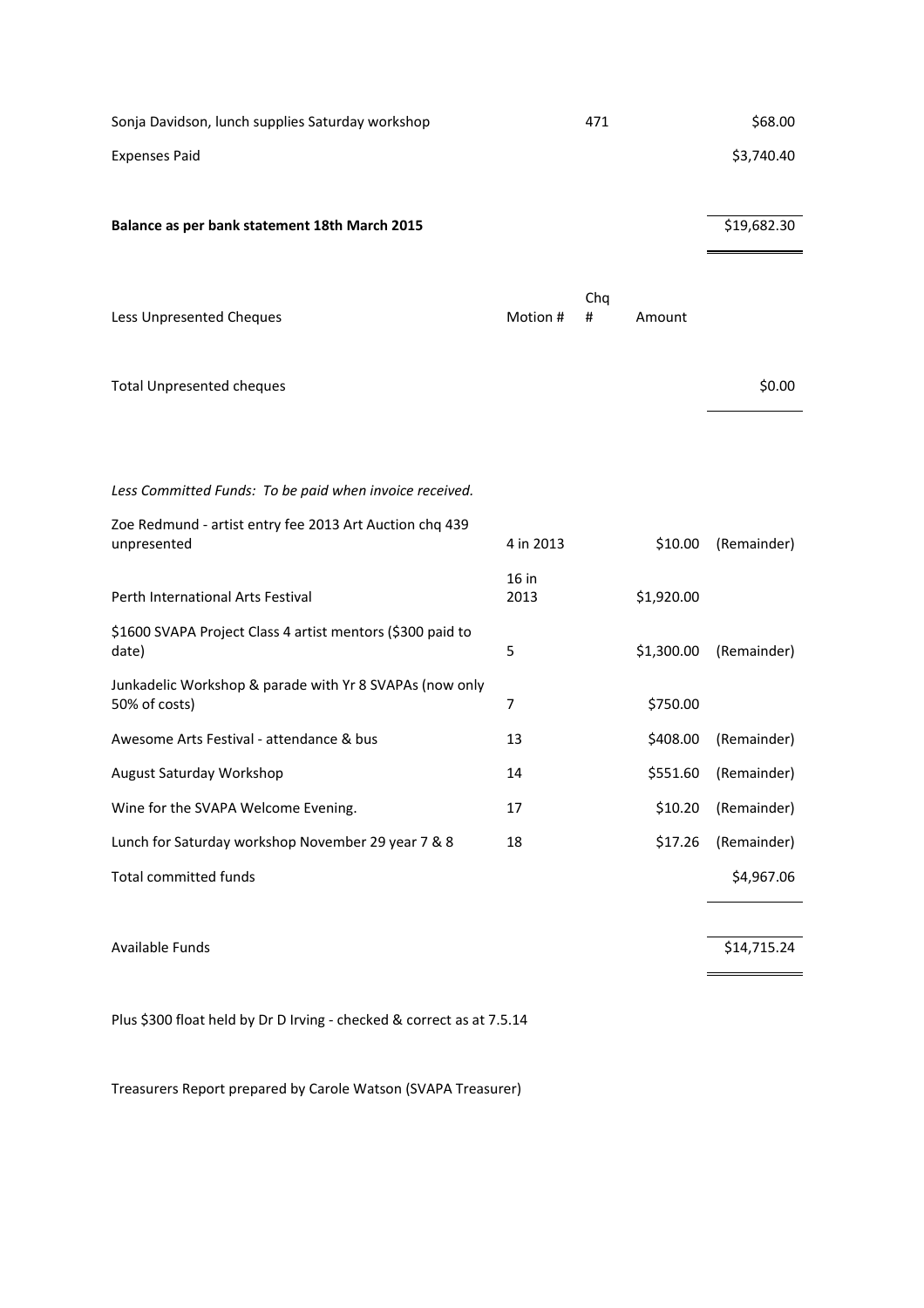| | | | | |
|---|---|---|---|---|
| Sonja Davidson, lunch supplies Saturday workshop | | 471 | | $68.00 |
| Expenses Paid | | | | $3,740.40 |
| | | | | |
| **Balance as per bank statement 18th March 2015** | | | | $19,682.30 |
| | | | | |
| Less Unpresented Cheques | Motion # | Chq # | Amount | |
| | | | | |
| Total Unpresented cheques | | | | $0.00 |
| | | | | |
| *Less Committed Funds: To be paid when invoice received.* | | | | |
| Zoe Redmund - artist entry fee 2013 Art Auction chq 439 unpresented | 4 in 2013 | | $10.00 | (Remainder) |
| Perth International Arts Festival | 16 in 2013 | | $1,920.00 | |
| $1600 SVAPA Project Class 4 artist mentors ($300 paid to date) | 5 | | $1,300.00 | (Remainder) |
| Junkadelic Workshop & parade with Yr 8 SVAPAs (now only 50% of costs) | 7 | | $750.00 | |
| Awesome Arts Festival - attendance & bus | 13 | | $408.00 | (Remainder) |
| August Saturday Workshop | 14 | | $551.60 | (Remainder) |
| Wine for the SVAPA Welcome Evening. | 17 | | $10.20 | (Remainder) |
| Lunch for Saturday workshop November 29 year 7 & 8 | 18 | | $17.26 | (Remainder) |
| Total committed funds | | | | $4,967.06 |
| | | | | |
| Available Funds | | | | $14,715.24 |

Plus $300 float held by Dr D Irving - checked & correct as at 7.5.14

Treasurers Report prepared by Carole Watson (SVAPA Treasurer)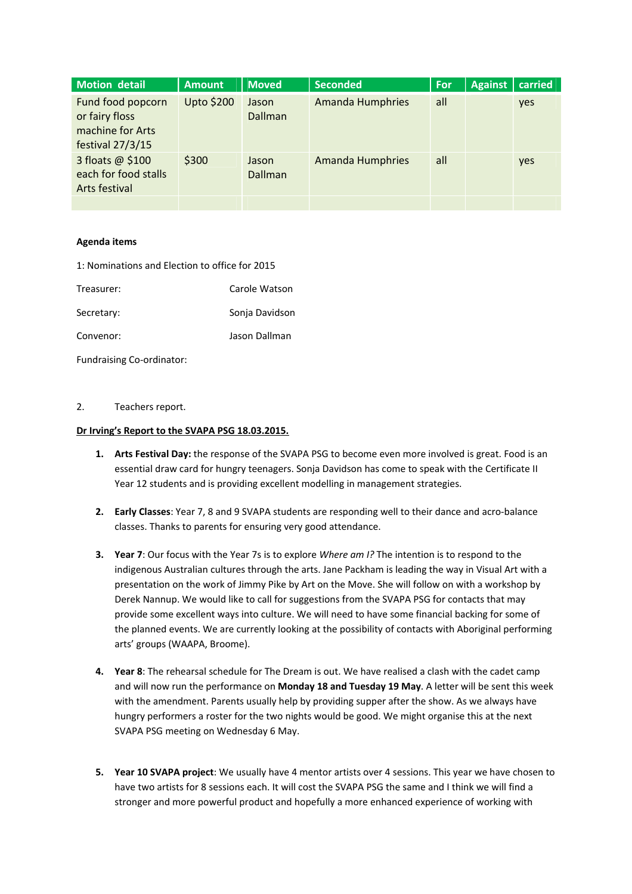| Motion detail | Amount | Moved | Seconded | For | Against | carried |
|---|---|---|---|---|---|---|
| Fund food popcorn or fairy floss machine for Arts festival 27/3/15 | Upto $200 | Jason Dallman | Amanda Humphries | all | | yes |
| 3 floats @ $100 each for food stalls Arts festival | $300 | Jason Dallman | Amanda Humphries | all | | yes |
| | | | | | | |

**Agenda items**

1: Nominations and Election to office for 2015

Treasurer: Carole Watson

Secretary: Sonja Davidson

Convenor: Jason Dallman

Fundraising Co-ordinator:

2. Teachers report.

**Dr Irving's Report to the SVAPA PSG 18.03.2015.**

1. **Arts Festival Day:** the response of the SVAPA PSG to become even more involved is great. Food is an essential draw card for hungry teenagers. Sonja Davidson has come to speak with the Certificate II Year 12 students and is providing excellent modelling in management strategies.

2. **Early Classes**: Year 7, 8 and 9 SVAPA students are responding well to their dance and acro-balance classes. Thanks to parents for ensuring very good attendance.

3. **Year 7**: Our focus with the Year 7s is to explore *Where am I?* The intention is to respond to the indigenous Australian cultures through the arts. Jane Packham is leading the way in Visual Art with a presentation on the work of Jimmy Pike by Art on the Move. She will follow on with a workshop by Derek Nannup. We would like to call for suggestions from the SVAPA PSG for contacts that may provide some excellent ways into culture. We will need to have some financial backing for some of the planned events. We are currently looking at the possibility of contacts with Aboriginal performing arts' groups (WAAPA, Broome).

4. **Year 8**: The rehearsal schedule for The Dream is out. We have realised a clash with the cadet camp and will now run the performance on **Monday 18 and Tuesday 19 May**. A letter will be sent this week with the amendment. Parents usually help by providing supper after the show. As we always have hungry performers a roster for the two nights would be good. We might organise this at the next SVAPA PSG meeting on Wednesday 6 May.

5. **Year 10 SVAPA project**: We usually have 4 mentor artists over 4 sessions. This year we have chosen to have two artists for 8 sessions each. It will cost the SVAPA PSG the same and I think we will find a stronger and more powerful product and hopefully a more enhanced experience of working with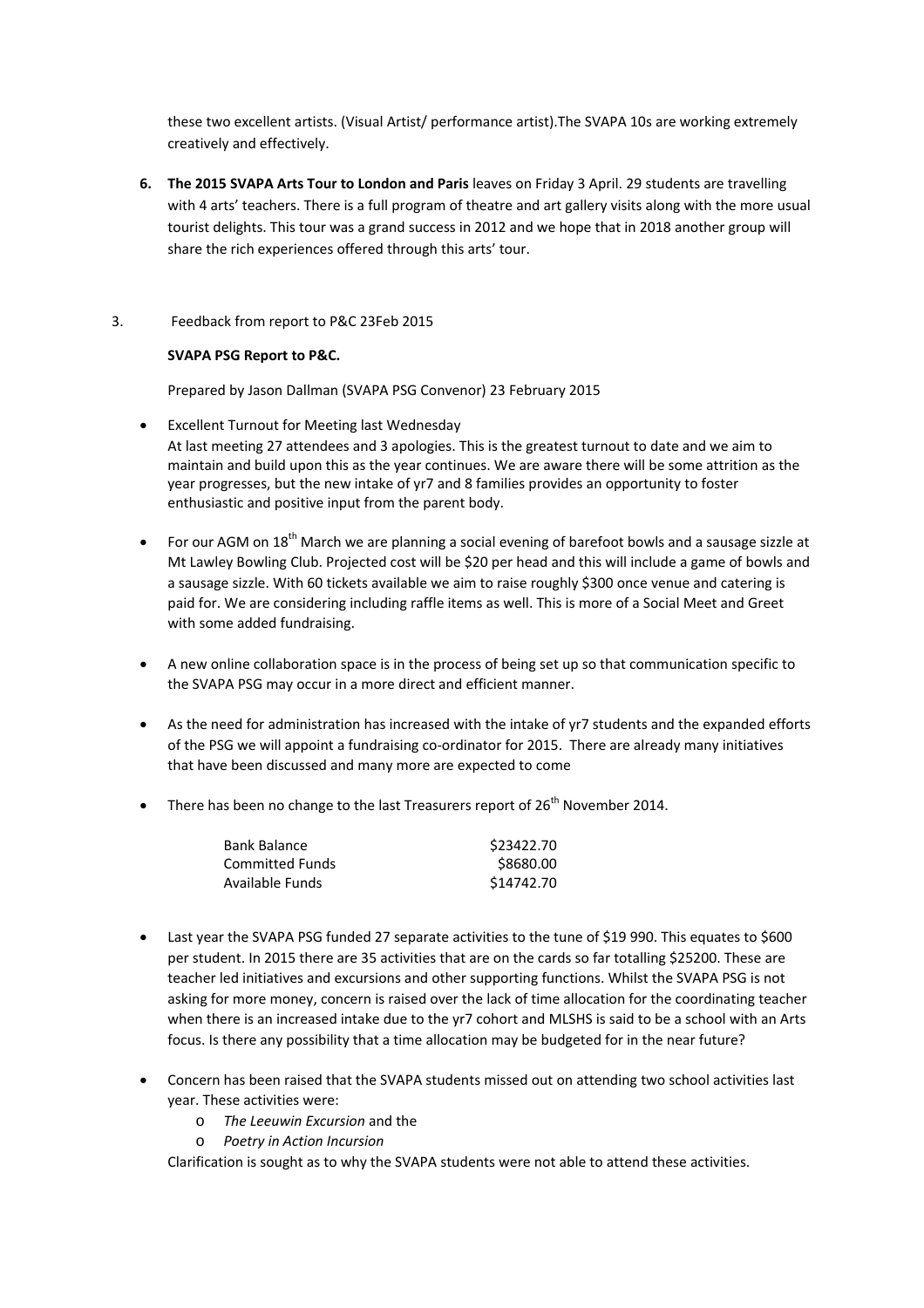these two excellent artists. (Visual Artist/ performance artist).The SVAPA 10s are working extremely creatively and effectively.

6. **The 2015 SVAPA Arts Tour to London and Paris** leaves on Friday 3 April. 29 students are travelling with 4 arts' teachers. There is a full program of theatre and art gallery visits along with the more usual tourist delights. This tour was a grand success in 2012 and we hope that in 2018 another group will share the rich experiences offered through this arts' tour.

3. Feedback from report to P&C 23Feb 2015

**SVAPA PSG Report to P&C.**

Prepared by Jason Dallman (SVAPA PSG Convenor) 23 February 2015

- Excellent Turnout for Meeting last Wednesday
  At last meeting 27 attendees and 3 apologies. This is the greatest turnout to date and we aim to maintain and build upon this as the year continues. We are aware there will be some attrition as the year progresses, but the new intake of yr7 and 8 families provides an opportunity to foster enthusiastic and positive input from the parent body.

- For our AGM on 18th March we are planning a social evening of barefoot bowls and a sausage sizzle at Mt Lawley Bowling Club. Projected cost will be $20 per head and this will include a game of bowls and a sausage sizzle. With 60 tickets available we aim to raise roughly $300 once venue and catering is paid for. We are considering including raffle items as well. This is more of a Social Meet and Greet with some added fundraising.

- A new online collaboration space is in the process of being set up so that communication specific to the SVAPA PSG may occur in a more direct and efficient manner.

- As the need for administration has increased with the intake of yr7 students and the expanded efforts of the PSG we will appoint a fundraising co-ordinator for 2015. There are already many initiatives that have been discussed and many more are expected to come

- There has been no change to the last Treasurers report of 26th November 2014.

| | |
|---|---|
| Bank Balance | $23422.70 |
| Committed Funds | $8680.00 |
| Available Funds | $14742.70 |

- Last year the SVAPA PSG funded 27 separate activities to the tune of $19 990. This equates to $600 per student. In 2015 there are 35 activities that are on the cards so far totalling $25200. These are teacher led initiatives and excursions and other supporting functions. Whilst the SVAPA PSG is not asking for more money, concern is raised over the lack of time allocation for the coordinating teacher when there is an increased intake due to the yr7 cohort and MLSHS is said to be a school with an Arts focus. Is there any possibility that a time allocation may be budgeted for in the near future?

- Concern has been raised that the SVAPA students missed out on attending two school activities last year. These activities were:
  - *The Leeuwin Excursion* and the
  - *Poetry in Action Incursion*

  Clarification is sought as to why the SVAPA students were not able to attend these activities.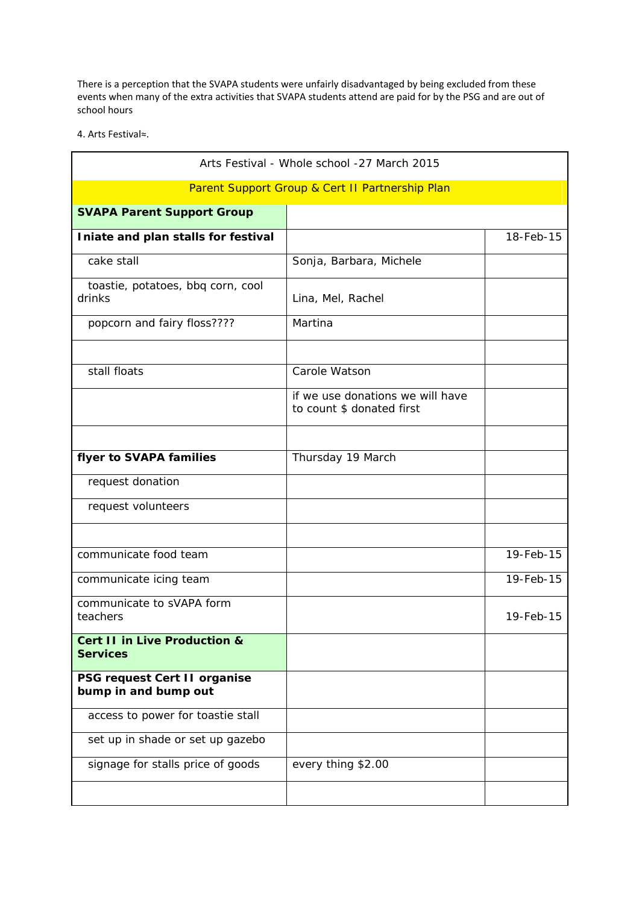There is a perception that the SVAPA students were unfairly disadvantaged by being excluded from these events when many of the extra activities that SVAPA students attend are paid for by the PSG and are out of school hours

4. Arts Festival≈.

| Arts Festival - Whole school -27 March 2015 | | |
|---|---|---|
| Parent Support Group & Cert II Partnership Plan | | |
| **SVAPA Parent Support Group** | | |
| **Iniate and plan stalls for festival** | | 18-Feb-15 |
| cake stall | Sonja, Barbara, Michele | |
| toastie, potatoes, bbq corn, cool drinks | Lina, Mel, Rachel | |
| popcorn and fairy floss???? | Martina | |
| | | |
| stall floats | Carole Watson | |
| | if we use donations we will have to count $ donated first | |
| | | |
| **flyer to SVAPA families** | Thursday 19 March | |
| request donation | | |
| request volunteers | | |
| | | |
| communicate food team | | 19-Feb-15 |
| communicate icing team | | 19-Feb-15 |
| communicate to sVAPA form teachers | | 19-Feb-15 |
| **Cert II in Live Production & Services** | | |
| **PSG request Cert II organise bump in and bump out** | | |
| access to power for toastie stall | | |
| set up in shade or set up gazebo | | |
| signage for stalls price of goods | every thing $2.00 | |
| | | |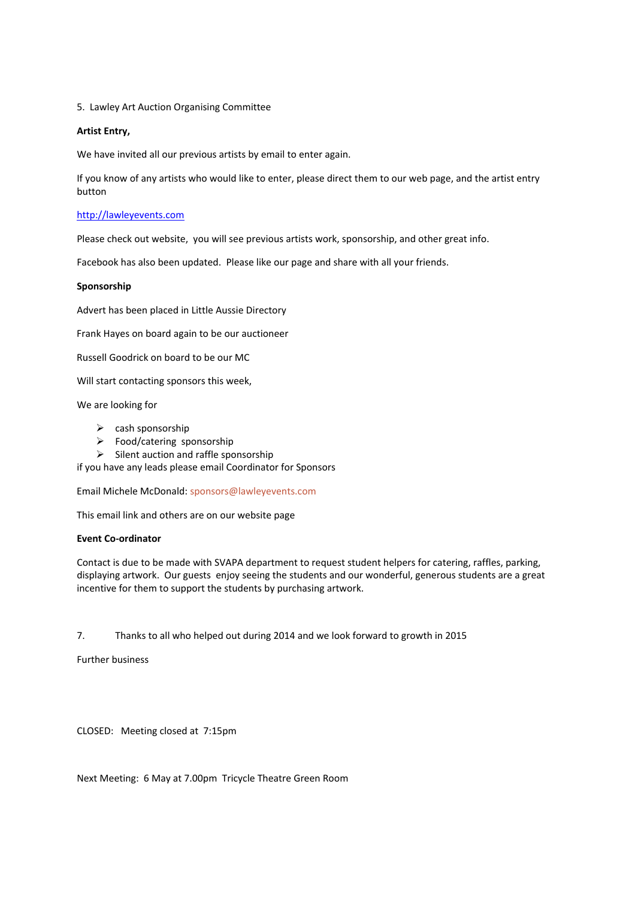5. Lawley Art Auction Organising Committee

**Artist Entry,**

We have invited all our previous artists by email to enter again.

If you know of any artists who would like to enter, please direct them to our web page, and the artist entry button

http://lawleyevents.com

Please check out website, you will see previous artists work, sponsorship, and other great info.

Facebook has also been updated. Please like our page and share with all your friends.

**Sponsorship**

Advert has been placed in Little Aussie Directory

Frank Hayes on board again to be our auctioneer

Russell Goodrick on board to be our MC

Will start contacting sponsors this week,

We are looking for

- cash sponsorship
- Food/catering sponsorship
- Silent auction and raffle sponsorship

if you have any leads please email Coordinator for Sponsors

Email Michele McDonald: sponsors@lawleyevents.com

This email link and others are on our website page

**Event Co-ordinator**

Contact is due to be made with SVAPA department to request student helpers for catering, raffles, parking, displaying artwork. Our guests enjoy seeing the students and our wonderful, generous students are a great incentive for them to support the students by purchasing artwork.

7. Thanks to all who helped out during 2014 and we look forward to growth in 2015

Further business

CLOSED: Meeting closed at 7:15pm

Next Meeting: 6 May at 7.00pm Tricycle Theatre Green Room